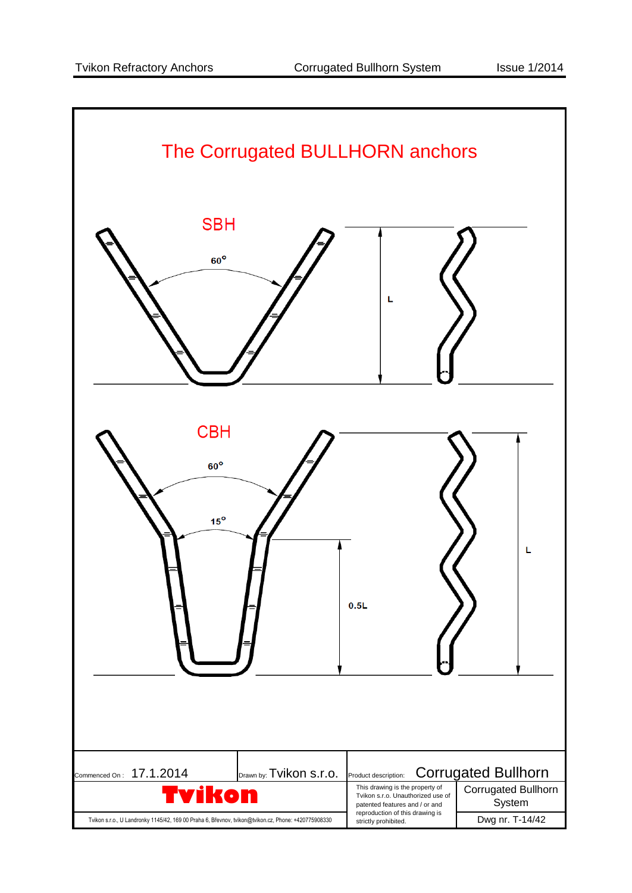# The Corrugated BULLHORN anchors

## SBH

60°

L

## CBH

60°

15°

0.5L

L

| Commenced On : 17.1.2014 | Drawn by: Tvikon s.r.o. | Product description: Corrugated Bullhorn | |
|---|---|---|---|
| Tvikon | | This drawing is the property of Tvikon s.r.o. Unauthorized use of patented features and / or and reproduction of this drawing is strictly prohibited. | Corrugated Bullhorn System |
| Tvikon s.r.o., U Landronky 1145/42, 169 00 Praha 6, Břevnov, tvikon@tvikon.cz, Phone: +420775908330 | | | Dwg nr. T-14/42 |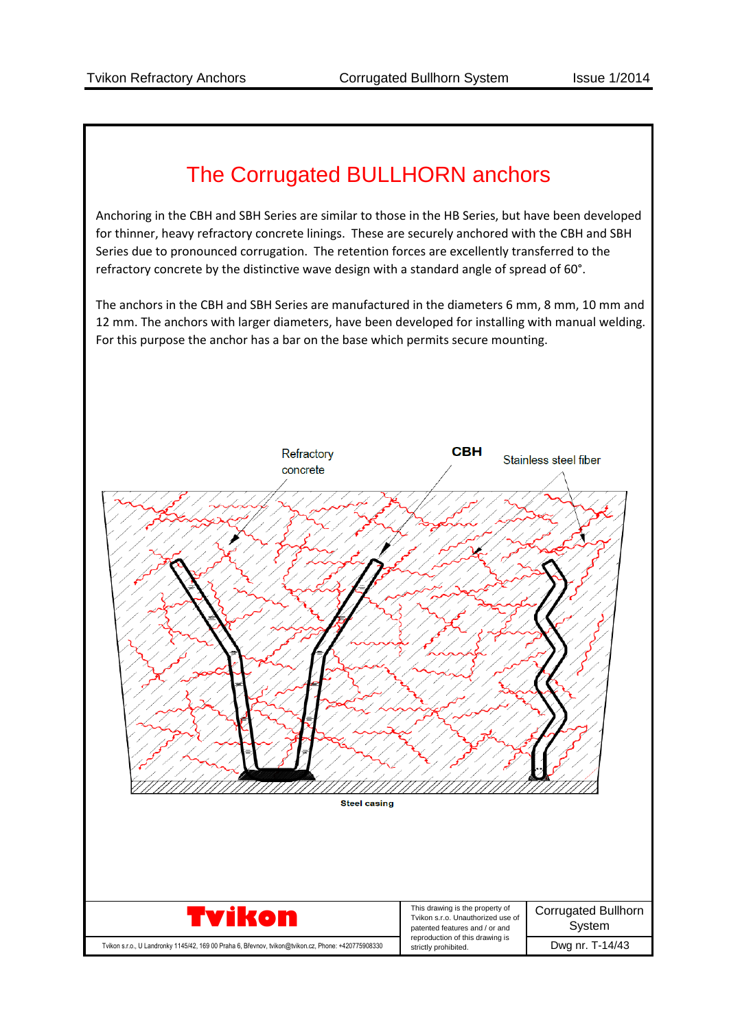# The Corrugated BULLHORN anchors

Anchoring in the CBH and SBH Series are similar to those in the HB Series, but have been developed for thinner, heavy refractory concrete linings. These are securely anchored with the CBH and SBH Series due to pronounced corrugation. The retention forces are excellently transferred to the refractory concrete by the distinctive wave design with a standard angle of spread of 60°.

The anchors in the CBH and SBH Series are manufactured in the diameters 6 mm, 8 mm, 10 mm and 12 mm. The anchors with larger diameters, have been developed for installing with manual welding. For this purpose the anchor has a bar on the base which permits secure mounting.

Refractory concrete

**CBH**

Stainless steel fiber

**Steel casing**

| **Tvikon** | This drawing is the property of Tvikon s.r.o. Unauthorized use of patented features and / or and reproduction of this drawing is strictly prohibited. | Corrugated Bullhorn System |
|---|---|---|
| Tvikon s.r.o., U Landronky 1145/42, 169 00 Praha 6, Břevnov, tvikon@tvikon.cz, Phone: +420775908330 | | Dwg nr. T-14/43 |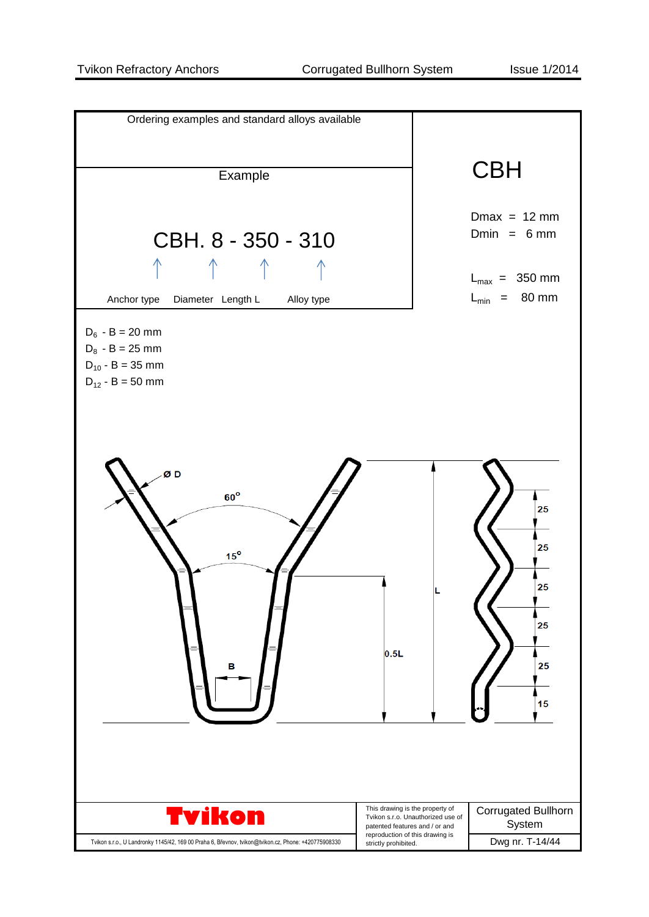Ordering examples and standard alloys available

Example

# CBH. 8 - 350 - 310

Anchor type — Diameter — Length L — Alloy type

## CBH

Dmax = 12 mm
Dmin = 6 mm

$L_{max}$ = 350 mm
$L_{min}$ = 80 mm

$D_6$ - B = 20 mm
$D_8$ - B = 25 mm
$D_{10}$ - B = 35 mm
$D_{12}$ - B = 50 mm

Ø D

60°

15°

B

0.5L

L

25
25
25
25
25
15

**Tvikon**

Tvikon s.r.o., U Landronky 1145/42, 169 00 Praha 6, Břevnov, tvikon@tvikon.cz, Phone: +420775908330

This drawing is the property of Tvikon s.r.o. Unauthorized use of patented features and / or and reproduction of this drawing is strictly prohibited.

Corrugated Bullhorn System

Dwg nr. T-14/44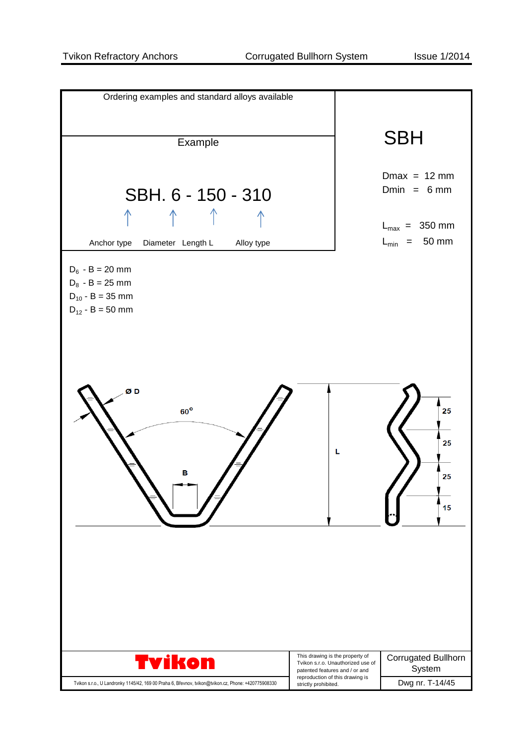Ordering examples and standard alloys available

## SBH

Dmax = 12 mm
Dmin = 6 mm

$L_{max}$ = 350 mm
$L_{min}$ = 50 mm

### Example

SBH. 6 - 150 - 310

Anchor type, Diameter, Length L, Alloy type

$D_6$ - B = 20 mm
$D_8$ - B = 25 mm
$D_{10}$ - B = 35 mm
$D_{12}$ - B = 50 mm

Ø D

60°

B

L

25

25

25

15

Tvikon

Tvikon s.r.o., U Landronky 1145/42, 169 00 Praha 6, Břevnov, tvikon@tvikon.cz, Phone: +420775908330

This drawing is the property of Tvikon s.r.o. Unauthorized use of patented features and / or and reproduction of this drawing is strictly prohibited.

Corrugated Bullhorn System

Dwg nr. T-14/45